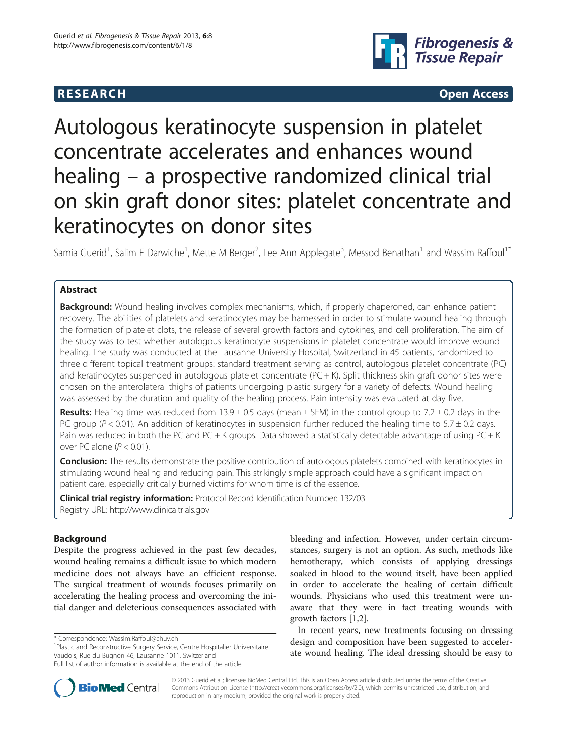RESEARCH Open Access

# Autologous keratinocyte suspension in platelet concentrate accelerates and enhances wound healing – a prospective randomized clinical trial on skin graft donor sites: platelet concentrate and keratinocytes on donor sites

Samia Guerid[1], Salim E Darwiche[1], Mette M Berger[2], Lee Ann Applegate[3], Messod Benathan[1] and Wassim Raffoul[1*]

## Abstract

**Background:** Wound healing involves complex mechanisms, which, if properly chaperoned, can enhance patient recovery. The abilities of platelets and keratinocytes may be harnessed in order to stimulate wound healing through the formation of platelet clots, the release of several growth factors and cytokines, and cell proliferation. The aim of the study was to test whether autologous keratinocyte suspensions in platelet concentrate would improve wound healing. The study was conducted at the Lausanne University Hospital, Switzerland in 45 patients, randomized to three different topical treatment groups: standard treatment serving as control, autologous platelet concentrate (PC) and keratinocytes suspended in autologous platelet concentrate (PC + K). Split thickness skin graft donor sites were chosen on the anterolateral thighs of patients undergoing plastic surgery for a variety of defects. Wound healing was assessed by the duration and quality of the healing process. Pain intensity was evaluated at day five.

**Results:** Healing time was reduced from 13.9 ± 0.5 days (mean ± SEM) in the control group to 7.2 ± 0.2 days in the PC group ($P < 0.01$). An addition of keratinocytes in suspension further reduced the healing time to 5.7 ± 0.2 days. Pain was reduced in both the PC and PC + K groups. Data showed a statistically detectable advantage of using PC + K over PC alone ($P < 0.01$).

**Conclusion:** The results demonstrate the positive contribution of autologous platelets combined with keratinocytes in stimulating wound healing and reducing pain. This strikingly simple approach could have a significant impact on patient care, especially critically burned victims for whom time is of the essence.

**Clinical trial registry information:** Protocol Record Identification Number: 132/03
Registry URL: http://www.clinicaltrials.gov

## Background

Despite the progress achieved in the past few decades, wound healing remains a difficult issue to which modern medicine does not always have an efficient response. The surgical treatment of wounds focuses primarily on accelerating the healing process and overcoming the initial danger and deleterious consequences associated with bleeding and infection. However, under certain circumstances, surgery is not an option. As such, methods like hemotherapy, which consists of applying dressings soaked in blood to the wound itself, have been applied in order to accelerate the healing of certain difficult wounds. Physicians who used this treatment were unaware that they were in fact treating wounds with growth factors [1,2].

In recent years, new treatments focusing on dressing design and composition have been suggested to accelerate wound healing. The ideal dressing should be easy to

\* Correspondence: Wassim.Raffoul@chuv.ch
[1]Plastic and Reconstructive Surgery Service, Centre Hospitalier Universitaire Vaudois, Rue du Bugnon 46, Lausanne 1011, Switzerland
Full list of author information is available at the end of the article

© 2013 Guerid et al.; licensee BioMed Central Ltd. This is an Open Access article distributed under the terms of the Creative Commons Attribution License (http://creativecommons.org/licenses/by/2.0), which permits unrestricted use, distribution, and reproduction in any medium, provided the original work is properly cited.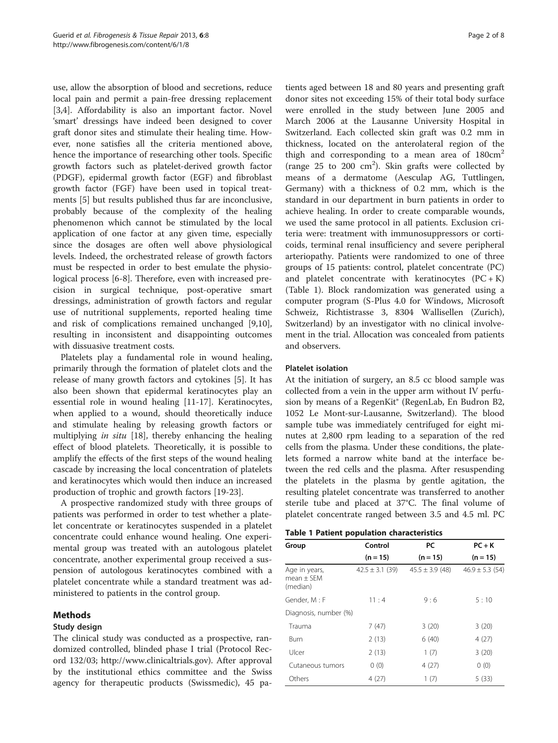use, allow the absorption of blood and secretions, reduce local pain and permit a pain-free dressing replacement [3,4]. Affordability is also an important factor. Novel 'smart' dressings have indeed been designed to cover graft donor sites and stimulate their healing time. However, none satisfies all the criteria mentioned above, hence the importance of researching other tools. Specific growth factors such as platelet-derived growth factor (PDGF), epidermal growth factor (EGF) and fibroblast growth factor (FGF) have been used in topical treatments [5] but results published thus far are inconclusive, probably because of the complexity of the healing phenomenon which cannot be stimulated by the local application of one factor at any given time, especially since the dosages are often well above physiological levels. Indeed, the orchestrated release of growth factors must be respected in order to best emulate the physiological process [6-8]. Therefore, even with increased precision in surgical technique, post-operative smart dressings, administration of growth factors and regular use of nutritional supplements, reported healing time and risk of complications remained unchanged [9,10], resulting in inconsistent and disappointing outcomes with dissuasive treatment costs.

Platelets play a fundamental role in wound healing, primarily through the formation of platelet clots and the release of many growth factors and cytokines [5]. It has also been shown that epidermal keratinocytes play an essential role in wound healing [11-17]. Keratinocytes, when applied to a wound, should theoretically induce and stimulate healing by releasing growth factors or multiplying *in situ* [18], thereby enhancing the healing effect of blood platelets. Theoretically, it is possible to amplify the effects of the first steps of the wound healing cascade by increasing the local concentration of platelets and keratinocytes which would then induce an increased production of trophic and growth factors [19-23].

A prospective randomized study with three groups of patients was performed in order to test whether a platelet concentrate or keratinocytes suspended in a platelet concentrate could enhance wound healing. One experimental group was treated with an autologous platelet concentrate, another experimental group received a suspension of autologous keratinocytes combined with a platelet concentrate while a standard treatment was administered to patients in the control group.

## Methods

### Study design

The clinical study was conducted as a prospective, randomized controlled, blinded phase I trial (Protocol Record 132/03; http://www.clinicaltrials.gov). After approval by the institutional ethics committee and the Swiss agency for therapeutic products (Swissmedic), 45 patients aged between 18 and 80 years and presenting graft donor sites not exceeding 15% of their total body surface were enrolled in the study between June 2005 and March 2006 at the Lausanne University Hospital in Switzerland. Each collected skin graft was 0.2 mm in thickness, located on the anterolateral region of the thigh and corresponding to a mean area of 180cm$^2$ (range 25 to 200 cm$^2$). Skin grafts were collected by means of a dermatome (Aesculap AG, Tuttlingen, Germany) with a thickness of 0.2 mm, which is the standard in our department in burn patients in order to achieve healing. In order to create comparable wounds, we used the same protocol in all patients. Exclusion criteria were: treatment with immunosuppressors or corticoids, terminal renal insufficiency and severe peripheral arteriopathy. Patients were randomized to one of three groups of 15 patients: control, platelet concentrate (PC) and platelet concentrate with keratinocytes (PC + K) (Table 1). Block randomization was generated using a computer program (S-Plus 4.0 for Windows, Microsoft Schweiz, Richtistrasse 3, 8304 Wallisellen (Zurich), Switzerland) by an investigator with no clinical involvement in the trial. Allocation was concealed from patients and observers.

### Platelet isolation

At the initiation of surgery, an 8.5 cc blood sample was collected from a vein in the upper arm without IV perfusion by means of a RegenKit® (RegenLab, En Budron B2, 1052 Le Mont-sur-Lausanne, Switzerland). The blood sample tube was immediately centrifuged for eight minutes at 2,800 rpm leading to a separation of the red cells from the plasma. Under these conditions, the platelets formed a narrow white band at the interface between the red cells and the plasma. After resuspending the platelets in the plasma by gentle agitation, the resulting platelet concentrate was transferred to another sterile tube and placed at 37°C. The final volume of platelet concentrate ranged between 3.5 and 4.5 ml. PC

**Table 1 Patient population characteristics**

| Group | Control | PC | PC + K |
|---|---|---|---|
| | (n = 15) | (n = 15) | (n = 15) |
| Age in years, mean ± SEM (median) | 42.5 ± 3.1 (39) | 45.5 ± 3.9 (48) | 46.9 ± 5.3 (54) |
| Gender, M : F | 11 : 4 | 9 : 6 | 5 : 10 |
| Diagnosis, number (%) | | | |
| Trauma | 7 (47) | 3 (20) | 3 (20) |
| Burn | 2 (13) | 6 (40) | 4 (27) |
| Ulcer | 2 (13) | 1 (7) | 3 (20) |
| Cutaneous tumors | 0 (0) | 4 (27) | 0 (0) |
| Others | 4 (27) | 1 (7) | 5 (33) |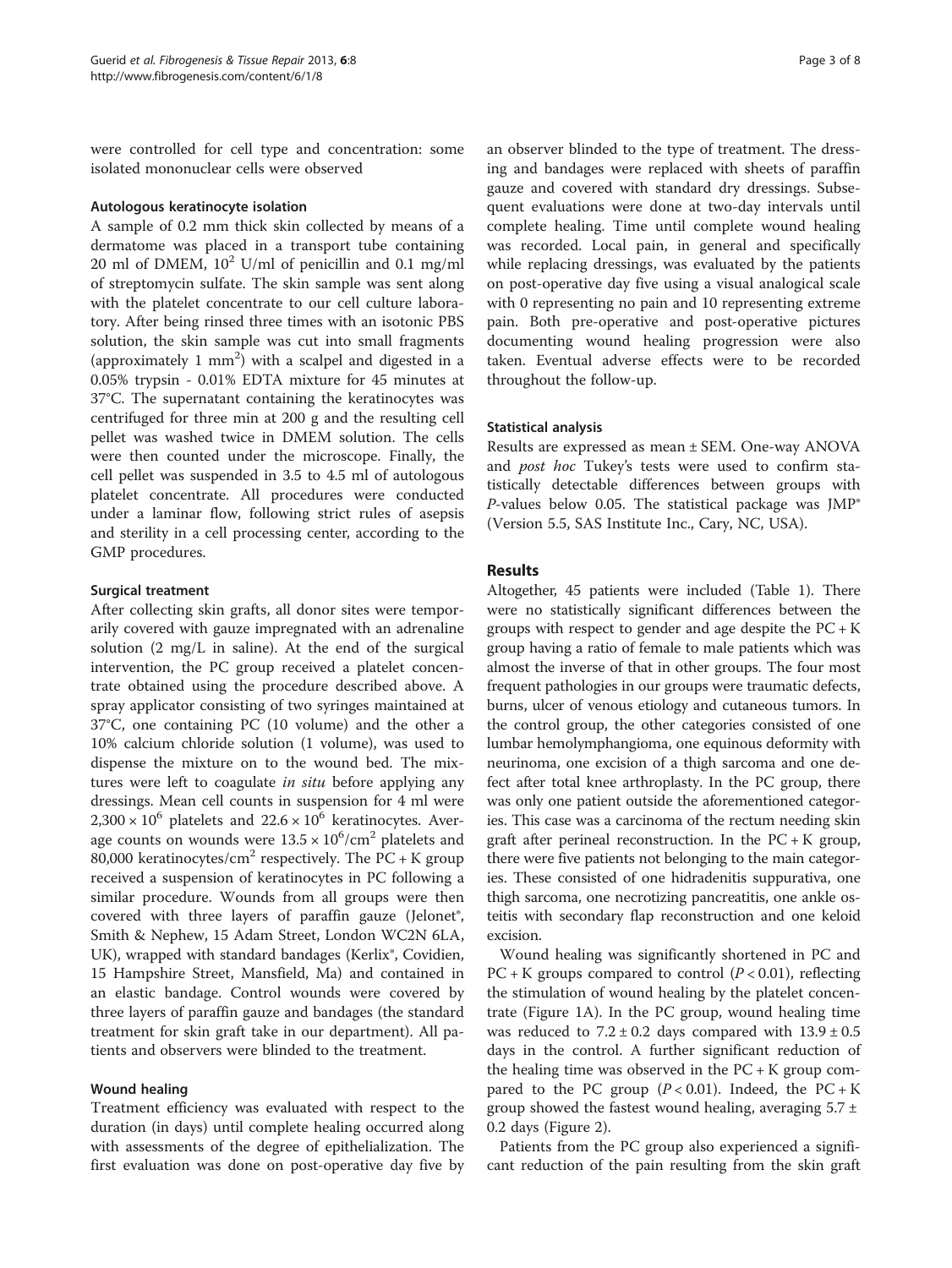were controlled for cell type and concentration: some isolated mononuclear cells were observed

### Autologous keratinocyte isolation

A sample of 0.2 mm thick skin collected by means of a dermatome was placed in a transport tube containing 20 ml of DMEM, $10^2$ U/ml of penicillin and 0.1 mg/ml of streptomycin sulfate. The skin sample was sent along with the platelet concentrate to our cell culture laboratory. After being rinsed three times with an isotonic PBS solution, the skin sample was cut into small fragments (approximately 1 $mm^2$) with a scalpel and digested in a 0.05% trypsin - 0.01% EDTA mixture for 45 minutes at 37°C. The supernatant containing the keratinocytes was centrifuged for three min at 200 g and the resulting cell pellet was washed twice in DMEM solution. The cells were then counted under the microscope. Finally, the cell pellet was suspended in 3.5 to 4.5 ml of autologous platelet concentrate. All procedures were conducted under a laminar flow, following strict rules of asepsis and sterility in a cell processing center, according to the GMP procedures.

### Surgical treatment

After collecting skin grafts, all donor sites were temporarily covered with gauze impregnated with an adrenaline solution (2 mg/L in saline). At the end of the surgical intervention, the PC group received a platelet concentrate obtained using the procedure described above. A spray applicator consisting of two syringes maintained at 37°C, one containing PC (10 volume) and the other a 10% calcium chloride solution (1 volume), was used to dispense the mixture on to the wound bed. The mixtures were left to coagulate *in situ* before applying any dressings. Mean cell counts in suspension for 4 ml were $2{,}300 \times 10^6$ platelets and $22.6 \times 10^6$ keratinocytes. Average counts on wounds were $13.5 \times 10^6/cm^2$ platelets and 80,000 keratinocytes/$cm^2$ respectively. The PC + K group received a suspension of keratinocytes in PC following a similar procedure. Wounds from all groups were then covered with three layers of paraffin gauze (Jelonet®, Smith & Nephew, 15 Adam Street, London WC2N 6LA, UK), wrapped with standard bandages (Kerlix®, Covidien, 15 Hampshire Street, Mansfield, Ma) and contained in an elastic bandage. Control wounds were covered by three layers of paraffin gauze and bandages (the standard treatment for skin graft take in our department). All patients and observers were blinded to the treatment.

### Wound healing

Treatment efficiency was evaluated with respect to the duration (in days) until complete healing occurred along with assessments of the degree of epithelialization. The first evaluation was done on post-operative day five by an observer blinded to the type of treatment. The dressing and bandages were replaced with sheets of paraffin gauze and covered with standard dry dressings. Subsequent evaluations were done at two-day intervals until complete healing. Time until complete wound healing was recorded. Local pain, in general and specifically while replacing dressings, was evaluated by the patients on post-operative day five using a visual analogical scale with 0 representing no pain and 10 representing extreme pain. Both pre-operative and post-operative pictures documenting wound healing progression were also taken. Eventual adverse effects were to be recorded throughout the follow-up.

### Statistical analysis

Results are expressed as mean ± SEM. One-way ANOVA and *post hoc* Tukey's tests were used to confirm statistically detectable differences between groups with *P*-values below 0.05. The statistical package was JMP® (Version 5.5, SAS Institute Inc., Cary, NC, USA).

## Results

Altogether, 45 patients were included (Table 1). There were no statistically significant differences between the groups with respect to gender and age despite the PC + K group having a ratio of female to male patients which was almost the inverse of that in other groups. The four most frequent pathologies in our groups were traumatic defects, burns, ulcer of venous etiology and cutaneous tumors. In the control group, the other categories consisted of one lumbar hemolymphangioma, one equinous deformity with neurinoma, one excision of a thigh sarcoma and one defect after total knee arthroplasty. In the PC group, there was only one patient outside the aforementioned categories. This case was a carcinoma of the rectum needing skin graft after perineal reconstruction. In the PC + K group, there were five patients not belonging to the main categories. These consisted of one hidradenitis suppurativa, one thigh sarcoma, one necrotizing pancreatitis, one ankle osteitis with secondary flap reconstruction and one keloid excision.

Wound healing was significantly shortened in PC and PC + K groups compared to control ($P < 0.01$), reflecting the stimulation of wound healing by the platelet concentrate (Figure 1A). In the PC group, wound healing time was reduced to $7.2 \pm 0.2$ days compared with $13.9 \pm 0.5$ days in the control. A further significant reduction of the healing time was observed in the PC + K group compared to the PC group ($P < 0.01$). Indeed, the PC + K group showed the fastest wound healing, averaging $5.7 \pm 0.2$ days (Figure 2).

Patients from the PC group also experienced a significant reduction of the pain resulting from the skin graft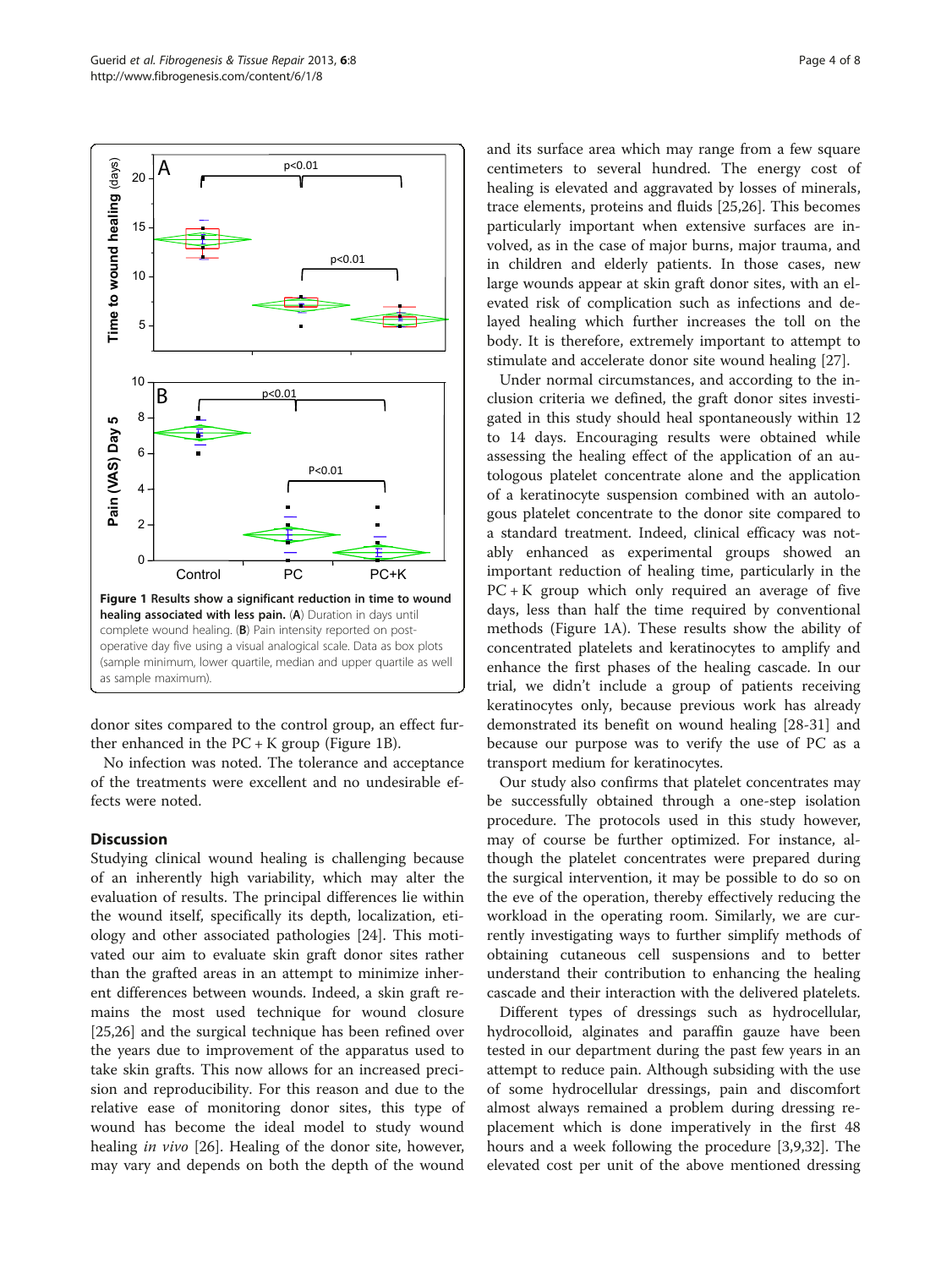A

Time to wound healing (days)

20

15

10

5

p<0.01

p<0.01

B

Pain (VAS) Day 5

10

8

6

4

2

0

p<0.01

P<0.01

Control

PC

PC+K

**Figure 1 Results show a significant reduction in time to wound healing associated with less pain.** (**A**) Duration in days until complete wound healing. (**B**) Pain intensity reported on post-operative day five using a visual analogical scale. Data as box plots (sample minimum, lower quartile, median and upper quartile as well as sample maximum).

donor sites compared to the control group, an effect further enhanced in the PC + K group (Figure 1B).

No infection was noted. The tolerance and acceptance of the treatments were excellent and no undesirable effects were noted.

## Discussion

Studying clinical wound healing is challenging because of an inherently high variability, which may alter the evaluation of results. The principal differences lie within the wound itself, specifically its depth, localization, etiology and other associated pathologies [24]. This motivated our aim to evaluate skin graft donor sites rather than the grafted areas in an attempt to minimize inherent differences between wounds. Indeed, a skin graft remains the most used technique for wound closure [25,26] and the surgical technique has been refined over the years due to improvement of the apparatus used to take skin grafts. This now allows for an increased precision and reproducibility. For this reason and due to the relative ease of monitoring donor sites, this type of wound has become the ideal model to study wound healing *in vivo* [26]. Healing of the donor site, however, may vary and depends on both the depth of the wound and its surface area which may range from a few square centimeters to several hundred. The energy cost of healing is elevated and aggravated by losses of minerals, trace elements, proteins and fluids [25,26]. This becomes particularly important when extensive surfaces are involved, as in the case of major burns, major trauma, and in children and elderly patients. In those cases, new large wounds appear at skin graft donor sites, with an elevated risk of complication such as infections and delayed healing which further increases the toll on the body. It is therefore, extremely important to attempt to stimulate and accelerate donor site wound healing [27].

Under normal circumstances, and according to the inclusion criteria we defined, the graft donor sites investigated in this study should heal spontaneously within 12 to 14 days. Encouraging results were obtained while assessing the healing effect of the application of an autologous platelet concentrate alone and the application of a keratinocyte suspension combined with an autologous platelet concentrate to the donor site compared to a standard treatment. Indeed, clinical efficacy was notably enhanced as experimental groups showed an important reduction of healing time, particularly in the PC + K group which only required an average of five days, less than half the time required by conventional methods (Figure 1A). These results show the ability of concentrated platelets and keratinocytes to amplify and enhance the first phases of the healing cascade. In our trial, we didn't include a group of patients receiving keratinocytes only, because previous work has already demonstrated its benefit on wound healing [28-31] and because our purpose was to verify the use of PC as a transport medium for keratinocytes.

Our study also confirms that platelet concentrates may be successfully obtained through a one-step isolation procedure. The protocols used in this study however, may of course be further optimized. For instance, although the platelet concentrates were prepared during the surgical intervention, it may be possible to do so on the eve of the operation, thereby effectively reducing the workload in the operating room. Similarly, we are currently investigating ways to further simplify methods of obtaining cutaneous cell suspensions and to better understand their contribution to enhancing the healing cascade and their interaction with the delivered platelets.

Different types of dressings such as hydrocellular, hydrocolloid, alginates and paraffin gauze have been tested in our department during the past few years in an attempt to reduce pain. Although subsiding with the use of some hydrocellular dressings, pain and discomfort almost always remained a problem during dressing replacement which is done imperatively in the first 48 hours and a week following the procedure [3,9,32]. The elevated cost per unit of the above mentioned dressing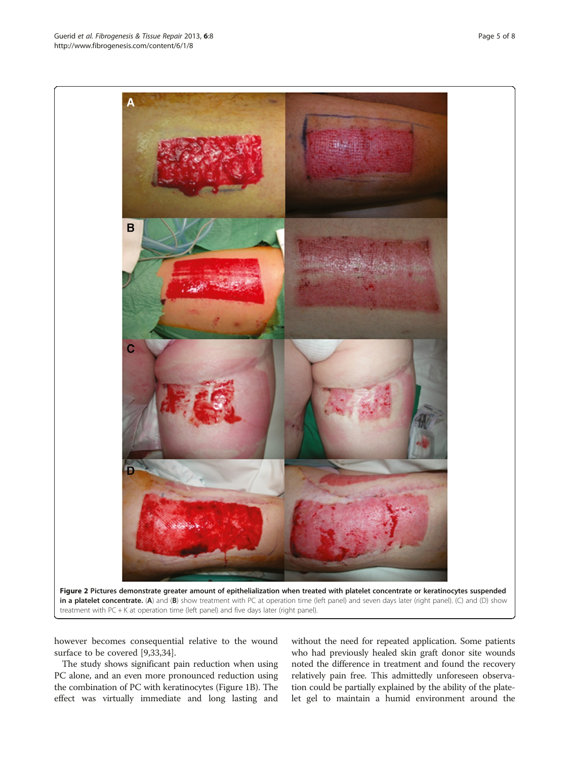**Figure 2 Pictures demonstrate greater amount of epithelialization when treated with platelet concentrate or keratinocytes suspended in a platelet concentrate.** (**A**) and (**B**) show treatment with PC at operation time (left panel) and seven days later (right panel). (C) and (D) show treatment with PC + K at operation time (left panel) and five days later (right panel).

however becomes consequential relative to the wound surface to be covered [9,33,34].

The study shows significant pain reduction when using PC alone, and an even more pronounced reduction using the combination of PC with keratinocytes (Figure 1B). The effect was virtually immediate and long lasting and without the need for repeated application. Some patients who had previously healed skin graft donor site wounds noted the difference in treatment and found the recovery relatively pain free. This admittedly unforeseen observation could be partially explained by the ability of the platelet gel to maintain a humid environment around the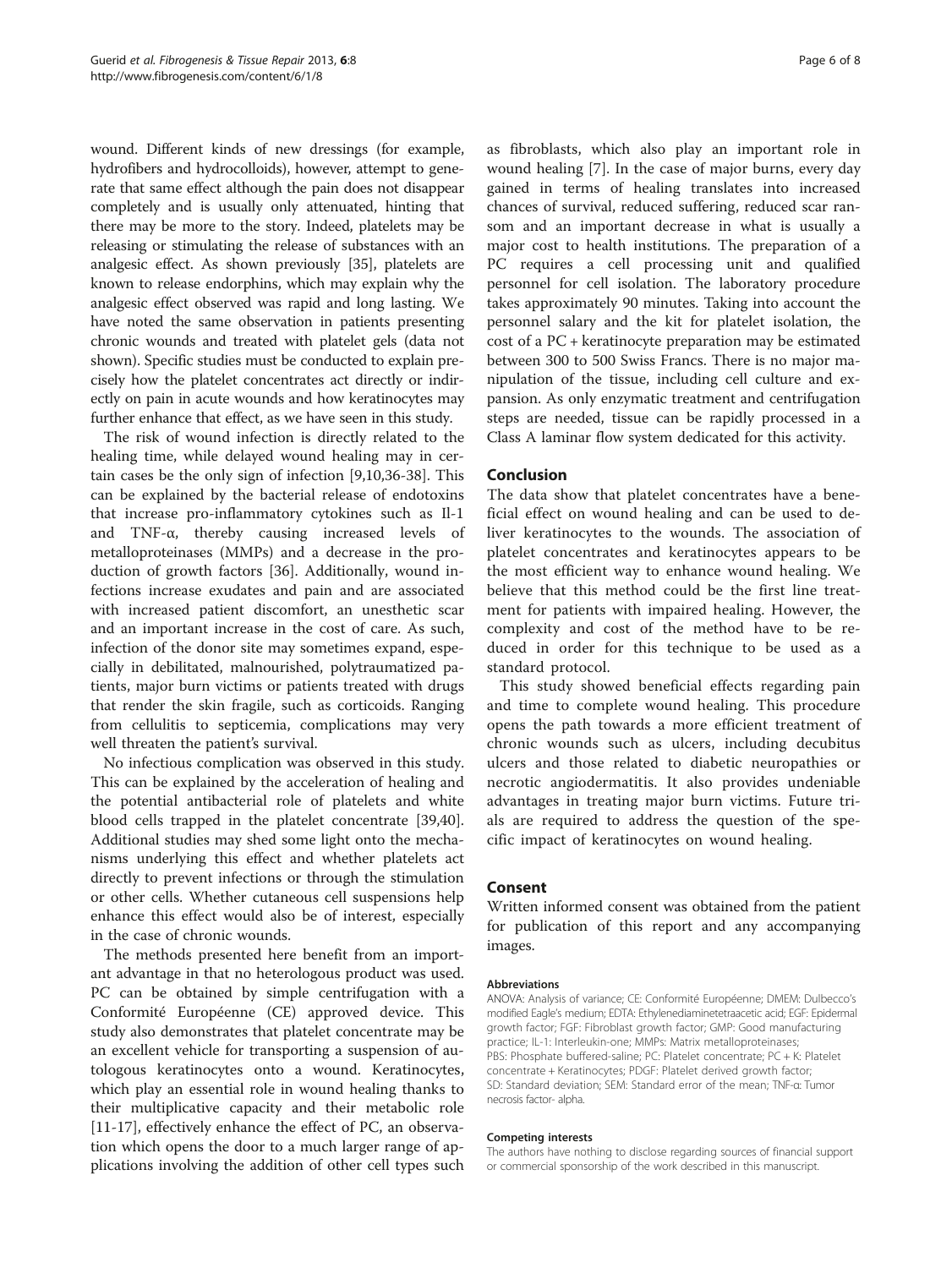wound. Different kinds of new dressings (for example, hydrofibers and hydrocolloids), however, attempt to generate that same effect although the pain does not disappear completely and is usually only attenuated, hinting that there may be more to the story. Indeed, platelets may be releasing or stimulating the release of substances with an analgesic effect. As shown previously [35], platelets are known to release endorphins, which may explain why the analgesic effect observed was rapid and long lasting. We have noted the same observation in patients presenting chronic wounds and treated with platelet gels (data not shown). Specific studies must be conducted to explain precisely how the platelet concentrates act directly or indirectly on pain in acute wounds and how keratinocytes may further enhance that effect, as we have seen in this study.

The risk of wound infection is directly related to the healing time, while delayed wound healing may in certain cases be the only sign of infection [9,10,36-38]. This can be explained by the bacterial release of endotoxins that increase pro-inflammatory cytokines such as Il-1 and TNF-α, thereby causing increased levels of metalloproteinases (MMPs) and a decrease in the production of growth factors [36]. Additionally, wound infections increase exudates and pain and are associated with increased patient discomfort, an unesthetic scar and an important increase in the cost of care. As such, infection of the donor site may sometimes expand, especially in debilitated, malnourished, polytraumatized patients, major burn victims or patients treated with drugs that render the skin fragile, such as corticoids. Ranging from cellulitis to septicemia, complications may very well threaten the patient's survival.

No infectious complication was observed in this study. This can be explained by the acceleration of healing and the potential antibacterial role of platelets and white blood cells trapped in the platelet concentrate [39,40]. Additional studies may shed some light onto the mechanisms underlying this effect and whether platelets act directly to prevent infections or through the stimulation or other cells. Whether cutaneous cell suspensions help enhance this effect would also be of interest, especially in the case of chronic wounds.

The methods presented here benefit from an important advantage in that no heterologous product was used. PC can be obtained by simple centrifugation with a Conformité Européenne (CE) approved device. This study also demonstrates that platelet concentrate may be an excellent vehicle for transporting a suspension of autologous keratinocytes onto a wound. Keratinocytes, which play an essential role in wound healing thanks to their multiplicative capacity and their metabolic role [11-17], effectively enhance the effect of PC, an observation which opens the door to a much larger range of applications involving the addition of other cell types such as fibroblasts, which also play an important role in wound healing [7]. In the case of major burns, every day gained in terms of healing translates into increased chances of survival, reduced suffering, reduced scar ransom and an important decrease in what is usually a major cost to health institutions. The preparation of a PC requires a cell processing unit and qualified personnel for cell isolation. The laboratory procedure takes approximately 90 minutes. Taking into account the personnel salary and the kit for platelet isolation, the cost of a PC + keratinocyte preparation may be estimated between 300 to 500 Swiss Francs. There is no major manipulation of the tissue, including cell culture and expansion. As only enzymatic treatment and centrifugation steps are needed, tissue can be rapidly processed in a Class A laminar flow system dedicated for this activity.

## Conclusion

The data show that platelet concentrates have a beneficial effect on wound healing and can be used to deliver keratinocytes to the wounds. The association of platelet concentrates and keratinocytes appears to be the most efficient way to enhance wound healing. We believe that this method could be the first line treatment for patients with impaired healing. However, the complexity and cost of the method have to be reduced in order for this technique to be used as a standard protocol.

This study showed beneficial effects regarding pain and time to complete wound healing. This procedure opens the path towards a more efficient treatment of chronic wounds such as ulcers, including decubitus ulcers and those related to diabetic neuropathies or necrotic angiodermatitis. It also provides undeniable advantages in treating major burn victims. Future trials are required to address the question of the specific impact of keratinocytes on wound healing.

## Consent

Written informed consent was obtained from the patient for publication of this report and any accompanying images.

#### Abbreviations

ANOVA: Analysis of variance; CE: Conformité Européenne; DMEM: Dulbecco's modified Eagle's medium; EDTA: Ethylenediaminetetraacetic acid; EGF: Epidermal growth factor; FGF: Fibroblast growth factor; GMP: Good manufacturing practice; IL-1: Interleukin-one; MMPs: Matrix metalloproteinases; PBS: Phosphate buffered-saline; PC: Platelet concentrate; PC + K: Platelet concentrate + Keratinocytes; PDGF: Platelet derived growth factor; SD: Standard deviation; SEM: Standard error of the mean; TNF-α: Tumor necrosis factor- alpha.

#### Competing interests

The authors have nothing to disclose regarding sources of financial support or commercial sponsorship of the work described in this manuscript.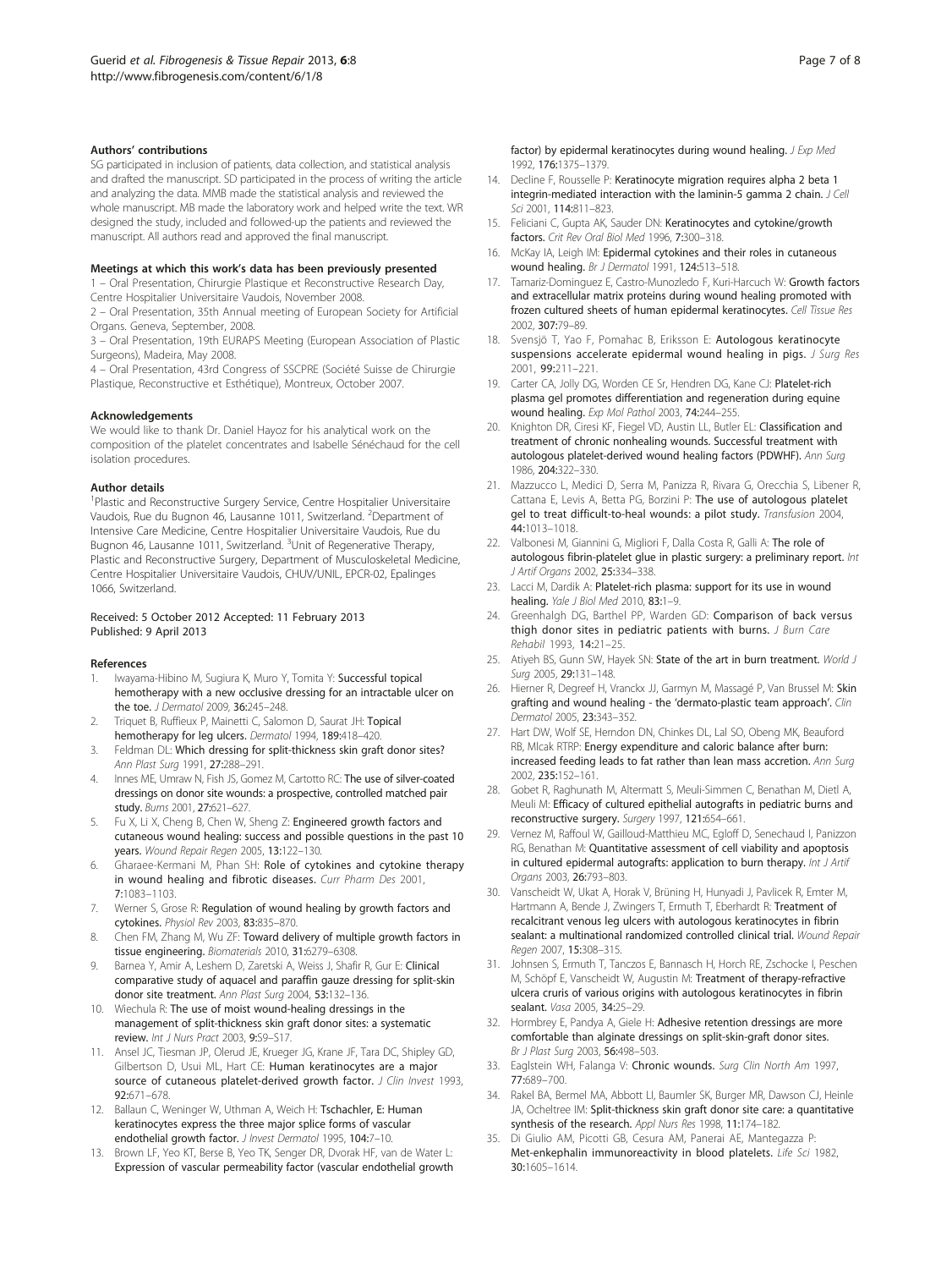#### Authors' contributions

SG participated in inclusion of patients, data collection, and statistical analysis and drafted the manuscript. SD participated in the process of writing the article and analyzing the data. MMB made the statistical analysis and reviewed the whole manuscript. MB made the laboratory work and helped write the text. WR designed the study, included and followed-up the patients and reviewed the manuscript. All authors read and approved the final manuscript.

#### Meetings at which this work's data has been previously presented

1 – Oral Presentation, Chirurgie Plastique et Reconstructive Research Day, Centre Hospitalier Universitaire Vaudois, November 2008.

2 – Oral Presentation, 35th Annual meeting of European Society for Artificial Organs. Geneva, September, 2008.

3 – Oral Presentation, 19th EURAPS Meeting (European Association of Plastic Surgeons), Madeira, May 2008.

4 – Oral Presentation, 43rd Congress of SSCPRE (Société Suisse de Chirurgie Plastique, Reconstructive et Esthétique), Montreux, October 2007.

#### Acknowledgements

We would like to thank Dr. Daniel Hayoz for his analytical work on the composition of the platelet concentrates and Isabelle Sénéchaud for the cell isolation procedures.

#### Author details

[1]Plastic and Reconstructive Surgery Service, Centre Hospitalier Universitaire Vaudois, Rue du Bugnon 46, Lausanne 1011, Switzerland. [2]Department of Intensive Care Medicine, Centre Hospitalier Universitaire Vaudois, Rue du Bugnon 46, Lausanne 1011, Switzerland. [3]Unit of Regenerative Therapy, Plastic and Reconstructive Surgery, Department of Musculoskeletal Medicine, Centre Hospitalier Universitaire Vaudois, CHUV/UNIL, EPCR-02, Epalinges 1066, Switzerland.

Received: 5 October 2012 Accepted: 11 February 2013
Published: 9 April 2013

#### References

1. Iwayama-Hibino M, Sugiura K, Muro Y, Tomita Y: **Successful topical hemotherapy with a new occlusive dressing for an intractable ulcer on the toe.** *J Dermatol* 2009, **36:**245–248.
2. Triquet B, Ruffieux P, Mainetti C, Salomon D, Saurat JH: **Topical hemotherapy for leg ulcers.** *Dermatol* 1994, **189:**418–420.
3. Feldman DL: **Which dressing for split-thickness skin graft donor sites?** *Ann Plast Surg* 1991, **27:**288–291.
4. Innes ME, Umraw N, Fish JS, Gomez M, Cartotto RC: **The use of silver-coated dressings on donor site wounds: a prospective, controlled matched pair study.** *Burns* 2001, **27:**621–627.
5. Fu X, Li X, Cheng B, Chen W, Sheng Z: **Engineered growth factors and cutaneous wound healing: success and possible questions in the past 10 years.** *Wound Repair Regen* 2005, **13:**122–130.
6. Gharaee-Kermani M, Phan SH: **Role of cytokines and cytokine therapy in wound healing and fibrotic diseases.** *Curr Pharm Des* 2001, **7:**1083–1103.
7. Werner S, Grose R: **Regulation of wound healing by growth factors and cytokines.** *Physiol Rev* 2003, **83:**835–870.
8. Chen FM, Zhang M, Wu ZF: **Toward delivery of multiple growth factors in tissue engineering.** *Biomaterials* 2010, **31:**6279–6308.
9. Barnea Y, Amir A, Leshem D, Zaretski A, Weiss J, Shafir R, Gur E: **Clinical comparative study of aquacel and paraffin gauze dressing for split-skin donor site treatment.** *Ann Plast Surg* 2004, **53:**132–136.
10. Wiechula R: **The use of moist wound-healing dressings in the management of split-thickness skin graft donor sites: a systematic review.** *Int J Nurs Pract* 2003, **9:**S9–S17.
11. Ansel JC, Tiesman JP, Olerud JE, Krueger JG, Krane JF, Tara DC, Shipley GD, Gilbertson D, Usui ML, Hart CE: **Human keratinocytes are a major source of cutaneous platelet-derived growth factor.** *J Clin Invest* 1993, **92:**671–678.
12. Ballaun C, Weninger W, Uthman A, Weich H: **Tschachler, E: Human keratinocytes express the three major splice forms of vascular endothelial growth factor.** *J Invest Dermatol* 1995, **104:**7–10.
13. Brown LF, Yeo KT, Berse B, Yeo TK, Senger DR, Dvorak HF, van de Water L: **Expression of vascular permeability factor (vascular endothelial growth factor) by epidermal keratinocytes during wound healing.** *J Exp Med* 1992, **176:**1375–1379.
14. Decline F, Rousselle P: **Keratinocyte migration requires alpha 2 beta 1 integrin-mediated interaction with the laminin-5 gamma 2 chain.** *J Cell Sci* 2001, **114:**811–823.
15. Feliciani C, Gupta AK, Sauder DN: **Keratinocytes and cytokine/growth factors.** *Crit Rev Oral Biol Med* 1996, **7:**300–318.
16. McKay IA, Leigh IM: **Epidermal cytokines and their roles in cutaneous wound healing.** *Br J Dermatol* 1991, **124:**513–518.
17. Tamariz-Dominguez E, Castro-Munozledo F, Kuri-Harcuch W: **Growth factors and extracellular matrix proteins during wound healing promoted with frozen cultured sheets of human epidermal keratinocytes.** *Cell Tissue Res* 2002, **307:**79–89.
18. Svensjö T, Yao F, Pomahac B, Eriksson E: **Autologous keratinocyte suspensions accelerate epidermal wound healing in pigs.** *J Surg Res* 2001, **99:**211–221.
19. Carter CA, Jolly DG, Worden CE Sr, Hendren DG, Kane CJ: **Platelet-rich plasma gel promotes differentiation and regeneration during equine wound healing.** *Exp Mol Pathol* 2003, **74:**244–255.
20. Knighton DR, Ciresi KF, Fiegel VD, Austin LL, Butler EL: **Classification and treatment of chronic nonhealing wounds. Successful treatment with autologous platelet-derived wound healing factors (PDWHF).** *Ann Surg* 1986, **204:**322–330.
21. Mazzucco L, Medici D, Serra M, Panizza R, Rivara G, Orecchia S, Libener R, Cattana E, Levis A, Betta PG, Borzini P: **The use of autologous platelet gel to treat difficult-to-heal wounds: a pilot study.** *Transfusion* 2004, **44:**1013–1018.
22. Valbonesi M, Giannini G, Migliori F, Dalla Costa R, Galli A: **The role of autologous fibrin-platelet glue in plastic surgery: a preliminary report.** *Int J Artif Organs* 2002, **25:**334–338.
23. Lacci M, Dardik A: **Platelet-rich plasma: support for its use in wound healing.** *Yale J Biol Med* 2010, **83:**1–9.
24. Greenhalgh DG, Barthel PP, Warden GD: **Comparison of back versus thigh donor sites in pediatric patients with burns.** *J Burn Care Rehabil* 1993, **14:**21–25.
25. Atiyeh BS, Gunn SW, Hayek SN: **State of the art in burn treatment.** *World J Surg* 2005, **29:**131–148.
26. Hierner R, Degreef H, Vranckx JJ, Garmyn M, Massagé P, Van Brussel M: **Skin grafting and wound healing - the 'dermato-plastic team approach'.** *Clin Dermatol* 2005, **23:**343–352.
27. Hart DW, Wolf SE, Herndon DN, Chinkes DL, Lal SO, Obeng MK, Beauford RB, Mlcak RTRP: **Energy expenditure and caloric balance after burn: increased feeding leads to fat rather than lean mass accretion.** *Ann Surg* 2002, **235:**152–161.
28. Gobet R, Raghunath M, Altermatt S, Meuli-Simmen C, Benathan M, Dietl A, Meuli M: **Efficacy of cultured epithelial autografts in pediatric burns and reconstructive surgery.** *Surgery* 1997, **121:**654–661.
29. Vernez M, Raffoul W, Gailloud-Matthieu MC, Egloff D, Senechaud I, Panizzon RG, Benathan M: **Quantitative assessment of cell viability and apoptosis in cultured epidermal autografts: application to burn therapy.** *Int J Artif Organs* 2003, **26:**793–803.
30. Vanscheidt W, Ukat A, Horak V, Brüning H, Hunyadi J, Pavlicek R, Emter M, Hartmann A, Bende J, Zwingers T, Ermuth T, Eberhardt R: **Treatment of recalcitrant venous leg ulcers with autologous keratinocytes in fibrin sealant: a multinational randomized controlled clinical trial.** *Wound Repair Regen* 2007, **15:**308–315.
31. Johnsen S, Ermuth T, Tanczos E, Bannasch H, Horch RE, Zschocke I, Peschen M, Schöpf E, Vanscheidt W, Augustin M: **Treatment of therapy-refractive ulcera cruris of various origins with autologous keratinocytes in fibrin sealant.** *Vasa* 2005, **34:**25–29.
32. Hormbrey E, Pandya A, Giele H: **Adhesive retention dressings are more comfortable than alginate dressings on split-skin-graft donor sites.** *Br J Plast Surg* 2003, **56:**498–503.
33. Eaglstein WH, Falanga V: **Chronic wounds.** *Surg Clin North Am* 1997, **77:**689–700.
34. Rakel BA, Bermel MA, Abbott LI, Baumler SK, Burger MR, Dawson CJ, Heinle JA, Ocheltree IM: **Split-thickness skin graft donor site care: a quantitative synthesis of the research.** *Appl Nurs Res* 1998, **11:**174–182.
35. Di Giulio AM, Picotti GB, Cesura AM, Panerai AE, Mantegazza P: **Met-enkephalin immunoreactivity in blood platelets.** *Life Sci* 1982, **30:**1605–1614.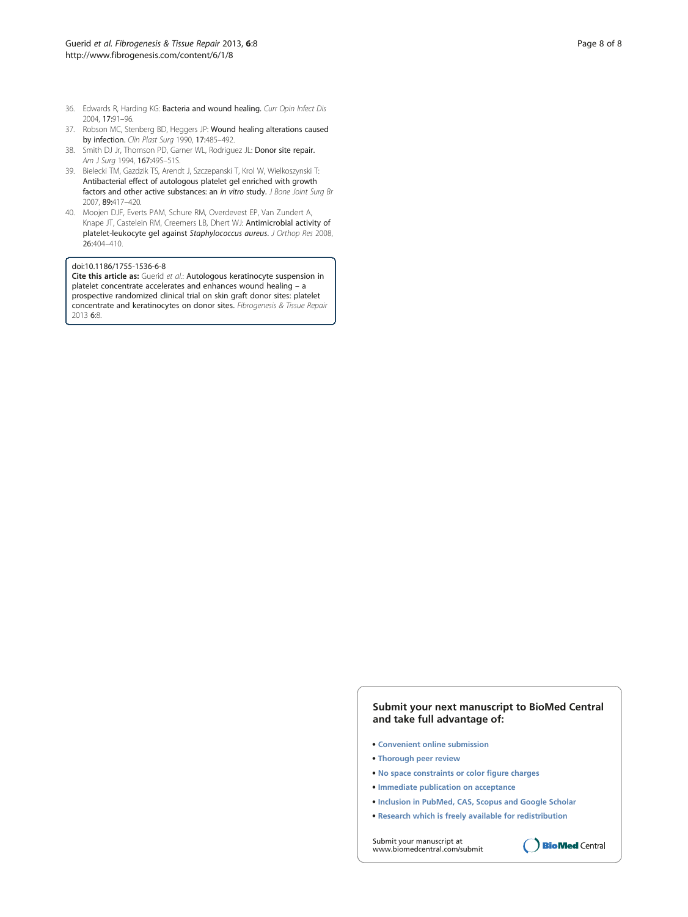36. Edwards R, Harding KG: **Bacteria and wound healing.** *Curr Opin Infect Dis* 2004, **17:**91–96.
37. Robson MC, Stenberg BD, Heggers JP: **Wound healing alterations caused by infection.** *Clin Plast Surg* 1990, **17:**485–492.
38. Smith DJ Jr, Thomson PD, Garner WL, Rodriguez JL: **Donor site repair.** *Am J Surg* 1994, **167:**49S–51S.
39. Bielecki TM, Gazdzik TS, Arendt J, Szczepanski T, Krol W, Wielkoszynski T: **Antibacterial effect of autologous platelet gel enriched with growth factors and other active substances: an *in vitro* study.** *J Bone Joint Surg Br* 2007, **89:**417–420.
40. Moojen DJF, Everts PAM, Schure RM, Overdevest EP, Van Zundert A, Knape JT, Castelein RM, Creemers LB, Dhert WJ: **Antimicrobial activity of platelet-leukocyte gel against *Staphylococcus aureus*.** *J Orthop Res* 2008, **26:**404–410.

doi:10.1186/1755-1536-6-8
**Cite this article as:** Guerid *et al.*: Autologous keratinocyte suspension in platelet concentrate accelerates and enhances wound healing – a prospective randomized clinical trial on skin graft donor sites: platelet concentrate and keratinocytes on donor sites. *Fibrogenesis & Tissue Repair* 2013 **6**:8.

**Submit your next manuscript to BioMed Central and take full advantage of:**

- **Convenient online submission**
- **Thorough peer review**
- **No space constraints or color figure charges**
- **Immediate publication on acceptance**
- **Inclusion in PubMed, CAS, Scopus and Google Scholar**
- **Research which is freely available for redistribution**

Submit your manuscript at
www.biomedcentral.com/submit

BioMed Central